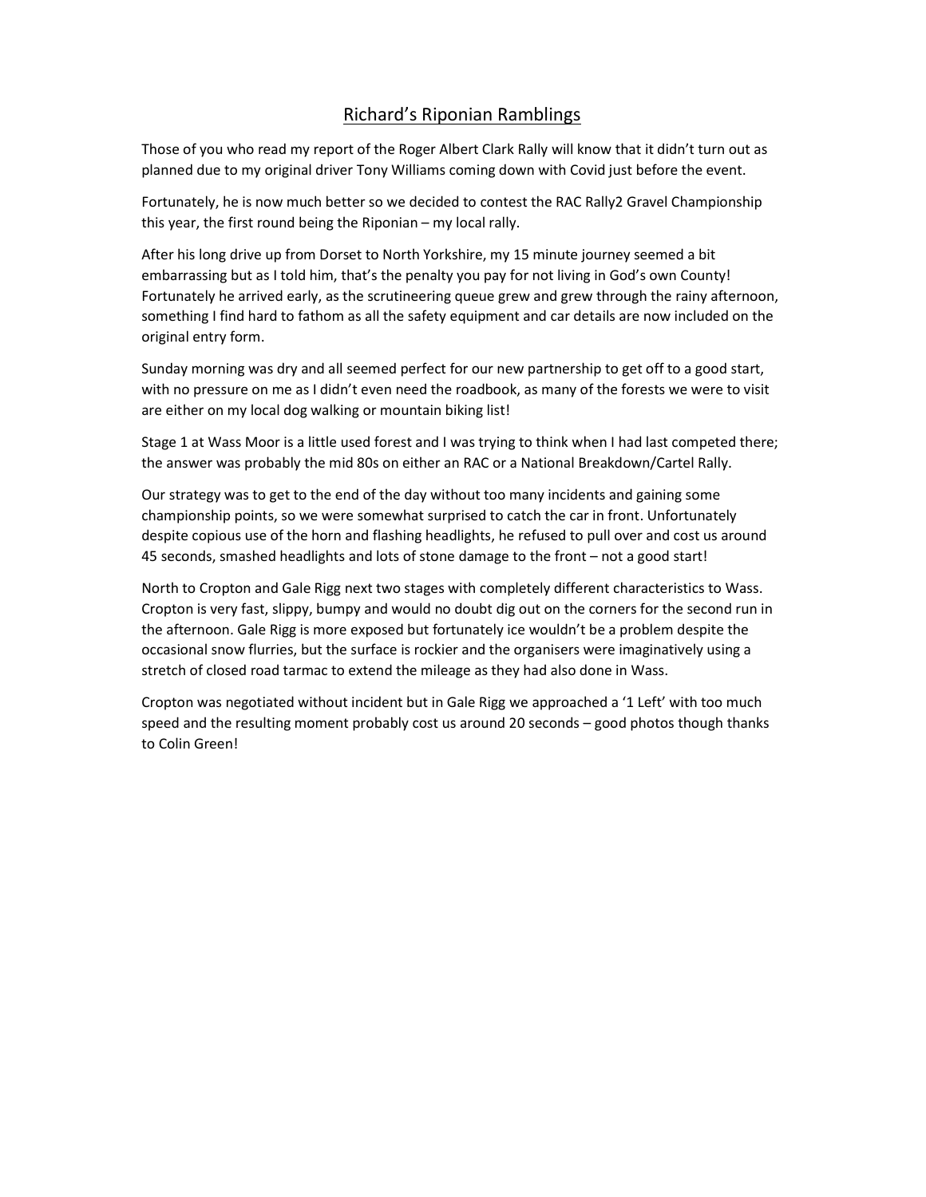# Richard's Riponian Ramblings

Those of you who read my report of the Roger Albert Clark Rally will know that it didn't turn out as planned due to my original driver Tony Williams coming down with Covid just before the event.

Fortunately, he is now much better so we decided to contest the RAC Rally2 Gravel Championship this year, the first round being the Riponian – my local rally.

After his long drive up from Dorset to North Yorkshire, my 15 minute journey seemed a bit embarrassing but as I told him, that's the penalty you pay for not living in God's own County! Fortunately he arrived early, as the scrutineering queue grew and grew through the rainy afternoon, something I find hard to fathom as all the safety equipment and car details are now included on the original entry form.

Sunday morning was dry and all seemed perfect for our new partnership to get off to a good start, with no pressure on me as I didn't even need the roadbook, as many of the forests we were to visit are either on my local dog walking or mountain biking list!

Stage 1 at Wass Moor is a little used forest and I was trying to think when I had last competed there; the answer was probably the mid 80s on either an RAC or a National Breakdown/Cartel Rally.

Our strategy was to get to the end of the day without too many incidents and gaining some championship points, so we were somewhat surprised to catch the car in front. Unfortunately despite copious use of the horn and flashing headlights, he refused to pull over and cost us around 45 seconds, smashed headlights and lots of stone damage to the front – not a good start!

North to Cropton and Gale Rigg next two stages with completely different characteristics to Wass. Cropton is very fast, slippy, bumpy and would no doubt dig out on the corners for the second run in the afternoon. Gale Rigg is more exposed but fortunately ice wouldn't be a problem despite the occasional snow flurries, but the surface is rockier and the organisers were imaginatively using a stretch of closed road tarmac to extend the mileage as they had also done in Wass.

Cropton was negotiated without incident but in Gale Rigg we approached a '1 Left' with too much speed and the resulting moment probably cost us around 20 seconds – good photos though thanks to Colin Green!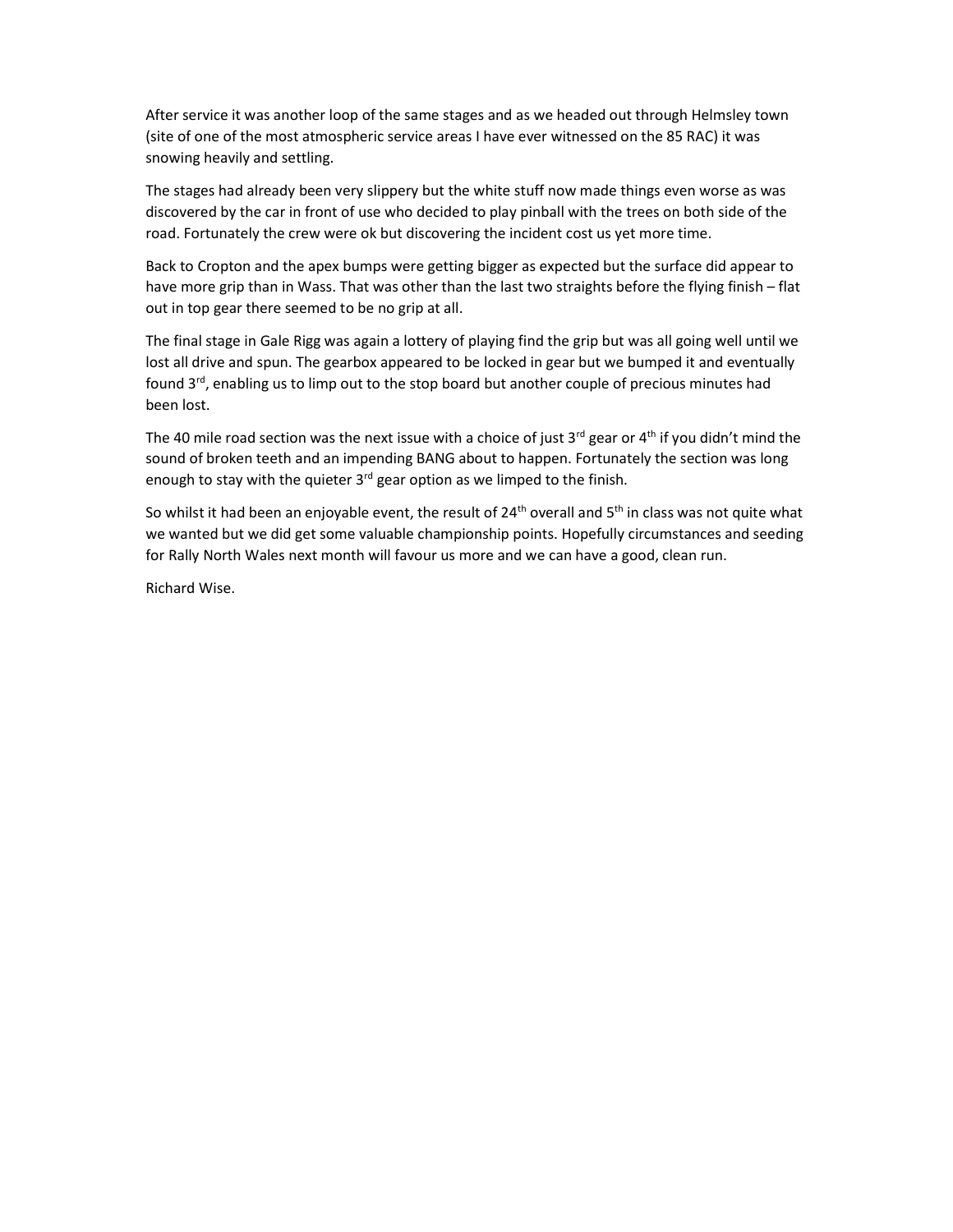After service it was another loop of the same stages and as we headed out through Helmsley town (site of one of the most atmospheric service areas I have ever witnessed on the 85 RAC) it was snowing heavily and settling.

The stages had already been very slippery but the white stuff now made things even worse as was discovered by the car in front of use who decided to play pinball with the trees on both side of the road. Fortunately the crew were ok but discovering the incident cost us yet more time.

Back to Cropton and the apex bumps were getting bigger as expected but the surface did appear to have more grip than in Wass. That was other than the last two straights before the flying finish – flat out in top gear there seemed to be no grip at all.

The final stage in Gale Rigg was again a lottery of playing find the grip but was all going well until we lost all drive and spun. The gearbox appeared to be locked in gear but we bumped it and eventually found 3rd, enabling us to limp out to the stop board but another couple of precious minutes had been lost.

The 40 mile road section was the next issue with a choice of just 3rd gear or 4th if you didn't mind the sound of broken teeth and an impending BANG about to happen. Fortunately the section was long enough to stay with the quieter 3rd gear option as we limped to the finish.

So whilst it had been an enjoyable event, the result of 24th overall and 5th in class was not quite what we wanted but we did get some valuable championship points. Hopefully circumstances and seeding for Rally North Wales next month will favour us more and we can have a good, clean run.

Richard Wise.